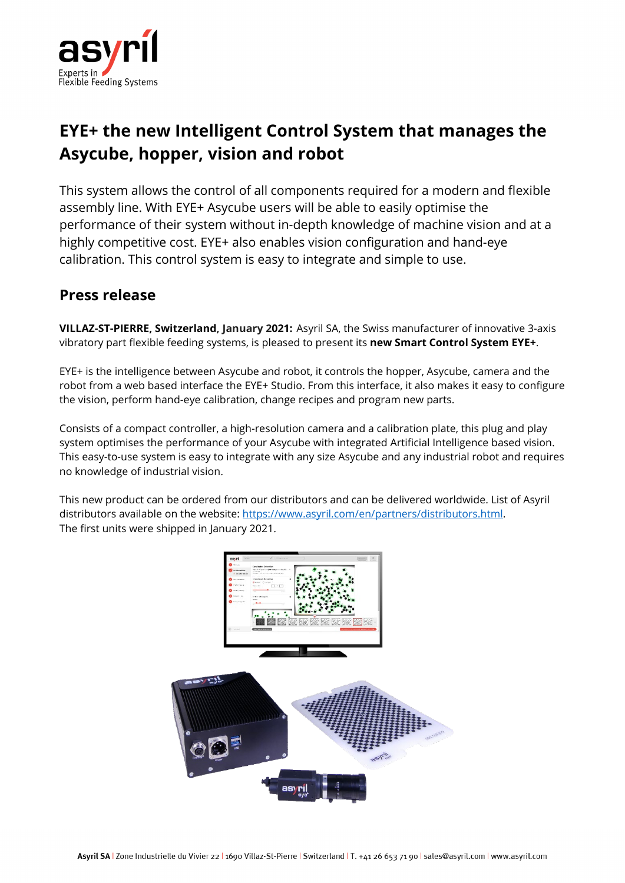# EYE+ the new Intelligent Control System that manages the Asycube, hopper, vision and robot

This system allows the control of all components required for a modern and flexible assembly line. With EYE+ Asycube users will be able to easily optimise the performance of their system without in-depth knowledge of machine vision and at a highly competitive cost. EYE+ also enables vision configuration and hand-eye calibration. This control system is easy to integrate and simple to use.

## Press release

**VILLAZ-ST-PIERRE, Switzerland, January 2021:** Asyril SA, the Swiss manufacturer of innovative 3-axis vibratory part flexible feeding systems, is pleased to present its **new Smart Control System EYE+**.

EYE+ is the intelligence between Asycube and robot, it controls the hopper, Asycube, camera and the robot from a web based interface the EYE+ Studio. From this interface, it also makes it easy to configure the vision, perform hand-eye calibration, change recipes and program new parts.

Consists of a compact controller, a high-resolution camera and a calibration plate, this plug and play system optimises the performance of your Asycube with integrated Artificial Intelligence based vision. This easy-to-use system is easy to integrate with any size Asycube and any industrial robot and requires no knowledge of industrial vision.

This new product can be ordered from our distributors and can be delivered worldwide. List of Asyril distributors available on the website: https://www.asyril.com/en/partners/distributors.html.
The first units were shipped in January 2021.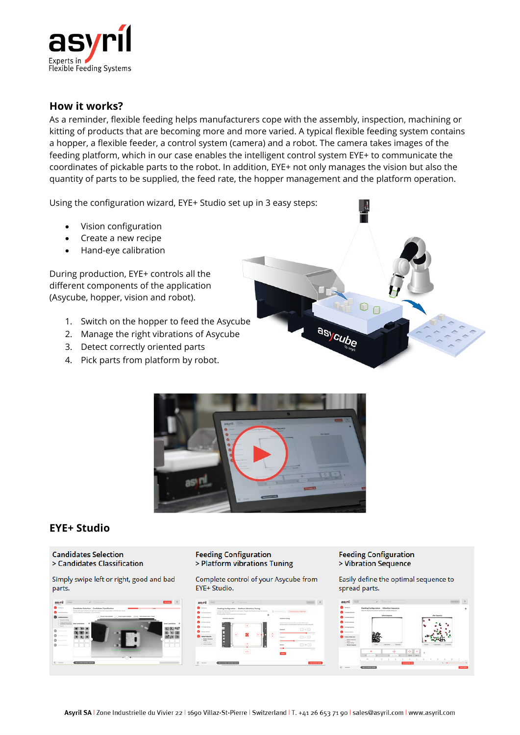## How it works?

As a reminder, flexible feeding helps manufacturers cope with the assembly, inspection, machining or kitting of products that are becoming more and more varied. A typical flexible feeding system contains a hopper, a flexible feeder, a control system (camera) and a robot. The camera takes images of the feeding platform, which in our case enables the intelligent control system EYE+ to communicate the coordinates of pickable parts to the robot. In addition, EYE+ not only manages the vision but also the quantity of parts to be supplied, the feed rate, the hopper management and the platform operation.

Using the configuration wizard, EYE+ Studio set up in 3 easy steps:

- Vision configuration
- Create a new recipe
- Hand-eye calibration

During production, EYE+ controls all the different components of the application (Asycube, hopper, vision and robot).

1. Switch on the hopper to feed the Asycube
2. Manage the right vibrations of Asycube
3. Detect correctly oriented parts
4. Pick parts from platform by robot.

## EYE+ Studio

**Candidates Selection**
**> Candidates Classification**

Simply swipe left or right, good and bad parts.

**Feeding Configuration**
**> Platform vibrations Tuning**

Complete control of your Asycube from EYE+ Studio.

**Feeding Configuration**
**> Vibration Sequence**

Easily define the optimal sequence to spread parts.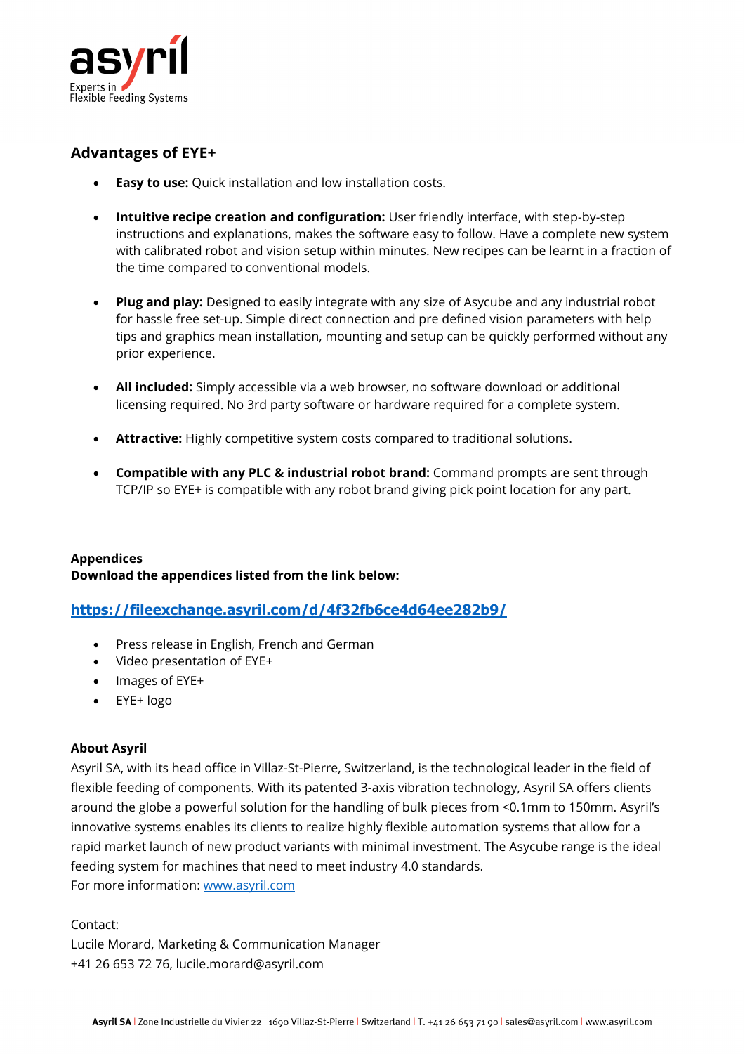## Advantages of EYE+

- **Easy to use:** Quick installation and low installation costs.
- **Intuitive recipe creation and configuration:** User friendly interface, with step-by-step instructions and explanations, makes the software easy to follow. Have a complete new system with calibrated robot and vision setup within minutes. New recipes can be learnt in a fraction of the time compared to conventional models.
- **Plug and play:** Designed to easily integrate with any size of Asycube and any industrial robot for hassle free set-up. Simple direct connection and pre defined vision parameters with help tips and graphics mean installation, mounting and setup can be quickly performed without any prior experience.
- **All included:** Simply accessible via a web browser, no software download or additional licensing required. No 3rd party software or hardware required for a complete system.
- **Attractive:** Highly competitive system costs compared to traditional solutions.
- **Compatible with any PLC & industrial robot brand:** Command prompts are sent through TCP/IP so EYE+ is compatible with any robot brand giving pick point location for any part.

**Appendices**
**Download the appendices listed from the link below:**

**https://fileexchange.asyril.com/d/4f32fb6ce4d64ee282b9/**

- Press release in English, French and German
- Video presentation of EYE+
- Images of EYE+
- EYE+ logo

**About Asyril**
Asyril SA, with its head office in Villaz-St-Pierre, Switzerland, is the technological leader in the field of flexible feeding of components. With its patented 3-axis vibration technology, Asyril SA offers clients around the globe a powerful solution for the handling of bulk pieces from <0.1mm to 150mm. Asyril's innovative systems enables its clients to realize highly flexible automation systems that allow for a rapid market launch of new product variants with minimal investment. The Asycube range is the ideal feeding system for machines that need to meet industry 4.0 standards.
For more information: www.asyril.com

Contact:
Lucile Morard, Marketing & Communication Manager
+41 26 653 72 76, lucile.morard@asyril.com